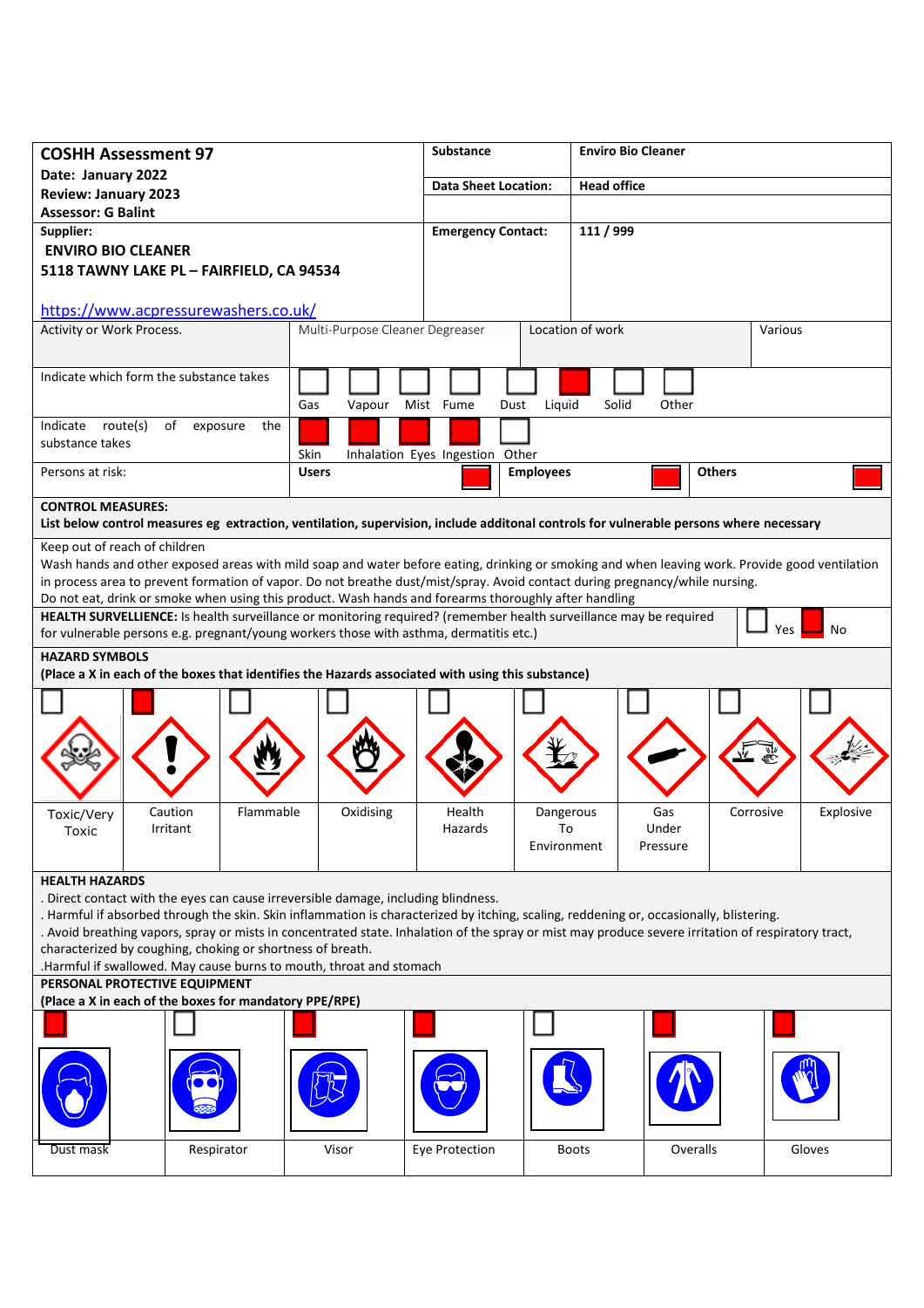| **COSHH Assessment 97** <br> **Date: January 2022** <br> **Review: January 2023** <br> **Assessor: G Balint** | **Substance** | **Enviro Bio Cleaner** |
|---|---|---|
| | **Data Sheet Location:** | **Head office** |
| **Supplier:** <br> **ENVIRO BIO CLEANER** <br> **5118 TAWNY LAKE PL – FAIRFIELD, CA 94534** <br> https://www.acpressurewashers.co.uk/ | **Emergency Contact:** | **111 / 999** |

| Activity or Work Process. | Multi-Purpose Cleaner Degreaser | Location of work | Various |
|---|---|---|---|

**Indicate which form the substance takes**

| Gas | Vapour | Mist | Fume | Dust | Liquid | Solid | Other |
|---|---|---|---|---|---|---|---|
| | | | | | X | | |

**Indicate route(s) of exposure the substance takes**

| Skin | Inhalation | Eyes | Ingestion | Other |
|---|---|---|---|---|
| X | X | X | X | |

**Persons at risk:**

| Users | Employees | Others |
|---|---|---|
| X | X | X |

**CONTROL MEASURES:**
**List below control measures eg extraction, ventilation, supervision, include additonal controls for vulnerable persons where necessary**

Keep out of reach of children
Wash hands and other exposed areas with mild soap and water before eating, drinking or smoking and when leaving work. Provide good ventilation in process area to prevent formation of vapor. Do not breathe dust/mist/spray. Avoid contact during pregnancy/while nursing.
Do not eat, drink or smoke when using this product. Wash hands and forearms thoroughly after handling

**HEALTH SURVELLIENCE:** Is health surveillance or monitoring required? (remember health surveillance may be required for vulnerable persons e.g. pregnant/young workers those with asthma, dermatitis etc.)

| Yes | No |
|---|---|
| | X |

**HAZARD SYMBOLS**
**(Place a X in each of the boxes that identifies the Hazards associated with using this substance)**

| Toxic/Very Toxic | Caution Irritant | Flammable | Oxidising | Health Hazards | Dangerous To Environment | Gas Under Pressure | Corrosive | Explosive |
|---|---|---|---|---|---|---|---|---|
| | X | | | | | | | |

**HEALTH HAZARDS**

. Direct contact with the eyes can cause irreversible damage, including blindness.
. Harmful if absorbed through the skin. Skin inflammation is characterized by itching, scaling, reddening or, occasionally, blistering.
. Avoid breathing vapors, spray or mists in concentrated state. Inhalation of the spray or mist may produce severe irritation of respiratory tract, characterized by coughing, choking or shortness of breath.
.Harmful if swallowed. May cause burns to mouth, throat and stomach

**PERSONAL PROTECTIVE EQUIPMENT**
**(Place a X in each of the boxes for mandatory PPE/RPE)**

| Dust mask | Respirator | Visor | Eye Protection | Boots | Overalls | Gloves |
|---|---|---|---|---|---|---|
| X | | X | X | | X | X |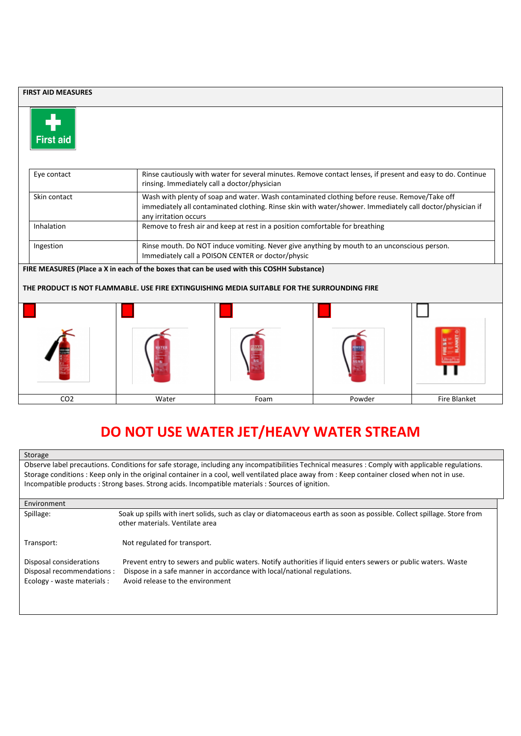## FIRST AID MEASURES

First aid

| | |
|---|---|
| Eye contact | Rinse cautiously with water for several minutes. Remove contact lenses, if present and easy to do. Continue rinsing. Immediately call a doctor/physician |
| Skin contact | Wash with plenty of soap and water. Wash contaminated clothing before reuse. Remove/Take off immediately all contaminated clothing. Rinse skin with water/shower. Immediately call doctor/physician if any irritation occurs |
| Inhalation | Remove to fresh air and keep at rest in a position comfortable for breathing |
| Ingestion | Rinse mouth. Do NOT induce vomiting. Never give anything by mouth to an unconscious person. Immediately call a POISON CENTER or doctor/physic |

**FIRE MEASURES (Place a X in each of the boxes that can be used with this COSHH Substance)**

**THE PRODUCT IS NOT FLAMMABLE. USE FIRE EXTINGUISHING MEDIA SUITABLE FOR THE SURROUNDING FIRE**

| $CO_2$ | Water | Foam | Powder | Fire Blanket |
|---|---|---|---|---|
| ■ | ■ | ■ | ■ | ☐ |

# DO NOT USE WATER JET/HEAVY WATER STREAM

**Storage**

Observe label precautions. Conditions for safe storage, including any incompatibilities Technical measures : Comply with applicable regulations. Storage conditions : Keep only in the original container in a cool, well ventilated place away from : Keep container closed when not in use. Incompatible products : Strong bases. Strong acids. Incompatible materials : Sources of ignition.

**Environment**

| | |
|---|---|
| Spillage: | Soak up spills with inert solids, such as clay or diatomaceous earth as soon as possible. Collect spillage. Store from other materials. Ventilate area |
| Transport: | Not regulated for transport. |
| Disposal considerations | Prevent entry to sewers and public waters. Notify authorities if liquid enters sewers or public waters. Waste |
| Disposal recommendations : | Dispose in a safe manner in accordance with local/national regulations. |
| Ecology - waste materials : | Avoid release to the environment |